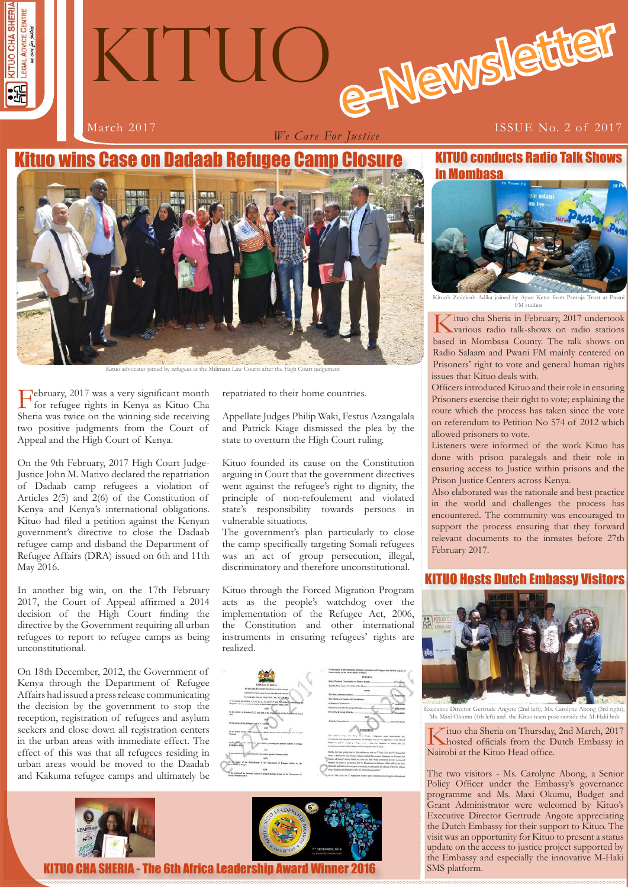# KITUO e-Newsletter

March 2017

*We Care For Justice*

ISSUE No. 2 of 2017

## Kituo wins Case on Dadaab Refugee Camp Closure

Kituo advocates joined by refugees at the Milimani Law Courts after the High Court judgement

February, 2017 was a very significant month for refugee rights in Kenya as Kituo Cha Sheria was twice on the winning side receiving two positive judgments from the Court of Appeal and the High Court of Kenya.

On the 9th February, 2017 High Court Judge-Justice John M. Mativo declared the repatriation of Dadaab camp refugees a violation of Articles 2(5) and 2(6) of the Constitution of Kenya and Kenya's international obligations. Kituo had filed a petition against the Kenyan government's directive to close the Dadaab refugee camp and disband the Department of Refugee Affairs (DRA) issued on 6th and 11th May 2016.

In another big win, on the 17th February 2017, the Court of Appeal affirmed a 2014 decision of the High Court finding the directive by the Government requiring all urban refugees to report to refugee camps as being unconstitutional.

On 18th December, 2012, the Government of Kenya through the Department of Refugee Affairs had issued a press release communicating the decision by the government to stop the reception, registration of refugees and asylum seekers and close down all registration centers in the urban areas with immediate effect. The effect of this was that all refugees residing in urban areas would be moved to the Daadab and Kakuma refugee camps and ultimately be repatriated to their home countries.

Appellate Judges Philip Waki, Festus Azangalala and Patrick Kiage dismissed the plea by the state to overturn the High Court ruling.

Kituo founded its cause on the Constitution arguing in Court that the government directives went against the refugee's right to dignity, the principle of non-refoulement and violated state's responsibility towards persons in vulnerable situations.

The government's plan particularly to close the camp specifically targeting Somali refugees was an act of group persecution, illegal, discriminatory and therefore unconstitutional.

Kituo through the Forced Migration Program acts as the people's watchdog over the implementation of the Refugee Act, 2006, the Constitution and other international instruments in ensuring refugees' rights are realized.

## KITUO conducts Radio Talk Shows in Mombasa

Kituo's Zedekiah Adika joined by Ayuo Ketta from Pamoja Trust at Pwani FM studios

Kituo cha Sheria in February, 2017 undertook various radio talk-shows on radio stations based in Mombasa County. The talk shows on Radio Salaam and Pwani FM mainly centered on Prisoners' right to vote and general human rights issues that Kituo deals with.

Officers introduced Kituo and their role in ensuring Prisoners exercise their right to vote; explaining the route which the process has taken since the vote on referendum to Petition No 574 of 2012 which allowed prisoners to vote.

Listeners were informed of the work Kituo has done with prison paralegals and their role in ensuring access to Justice within prisons and the Prison Justice Centers across Kenya.

Also elaborated was the rationale and best practice in the world and challenges the process has encountered. The community was encouraged to support the process ensuring that they forward relevant documents to the inmates before 27th February 2017.

## KITUO Hosts Dutch Embassy Visitors

Executive Director Gertrude Angote (2nd left), Ms. Carolyne Abong (3rd right), Ms. Maxi Okumu (4th left) and the Kituo team pose outside the M-Haki hub

Kituo cha Sheria on Thursday, 2nd March, 2017 hosted officials from the Dutch Embassy in Nairobi at the Kituo Head office.

The two visitors - Ms. Carolyne Abong, a Senior Policy Officer under the Embassy's governance programme and Ms. Maxi Okumu, Budget and Grant Administrator were welcomed by Kituo's Executive Director Gertrude Angote appreciating the Dutch Embassy for their support to Kituo. The visit was an opportunity for Kituo to present a status update on the access to justice project supported by the Embassy and especially the innovative M-Haki SMS platform.

## KITUO CHA SHERIA - The 6th Africa Leadership Award Winner 2016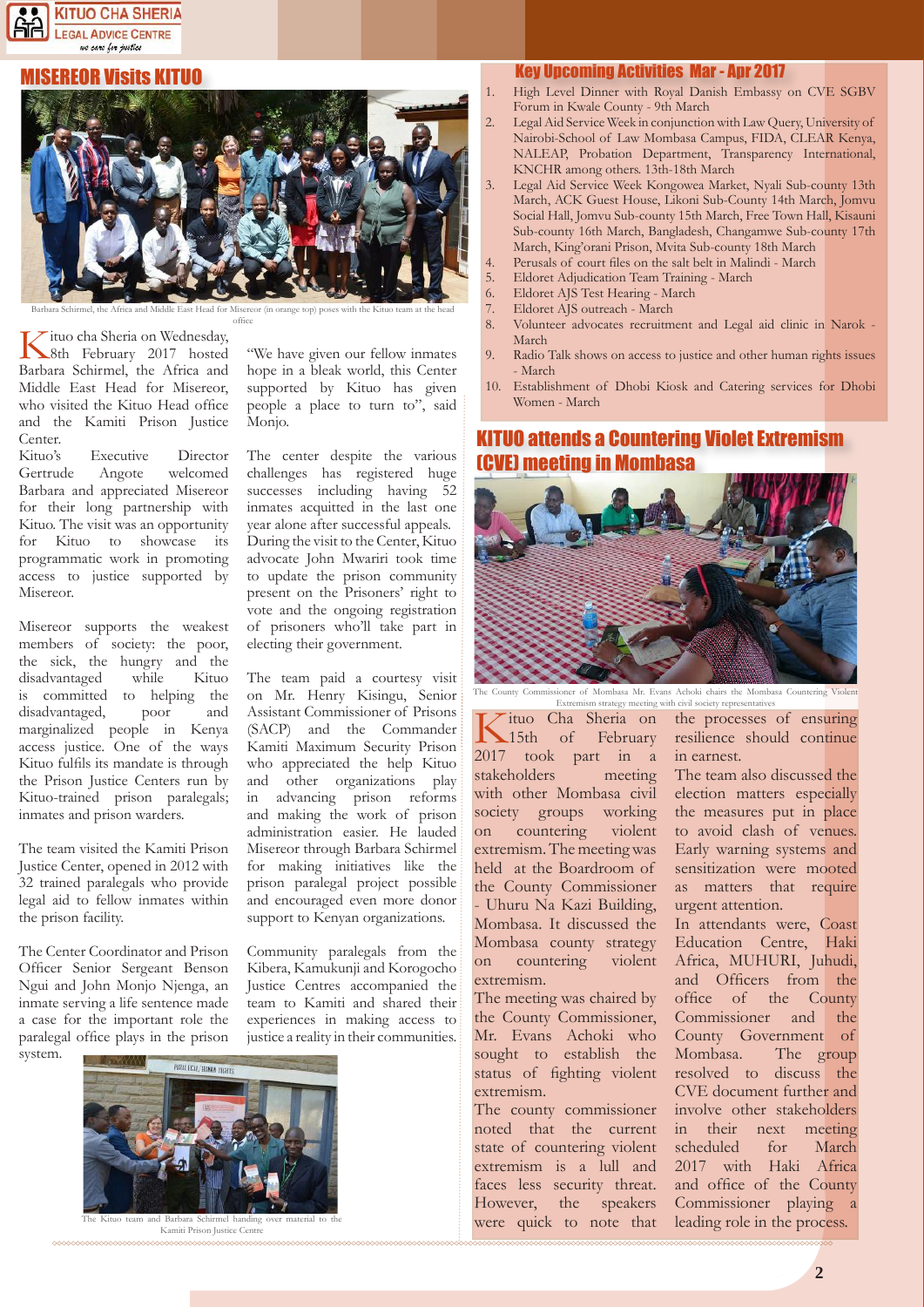## MISEREOR Visits KITUO

Barbara Schirmel, the Africa and Middle East Head for Misereor (in orange top) poses with the Kituo team at the head office

Kituo cha Sheria on Wednesday, 8th February 2017 hosted Barbara Schirmel, the Africa and Middle East Head for Misereor, who visited the Kituo Head office and the Kamiti Prison Justice Center.

Kituo's Executive Director Gertrude Angote welcomed Barbara and appreciated Misereor for their long partnership with Kituo. The visit was an opportunity for Kituo to showcase its programmatic work in promoting access to justice supported by Misereor.

Misereor supports the weakest members of society: the poor, the sick, the hungry and the disadvantaged while Kituo is committed to helping the disadvantaged, poor and marginalized people in Kenya access justice. One of the ways Kituo fulfils its mandate is through the Prison Justice Centers run by Kituo-trained prison paralegals; inmates and prison warders.

The team visited the Kamiti Prison Justice Center, opened in 2012 with 32 trained paralegals who provide legal aid to fellow inmates within the prison facility.

The Center Coordinator and Prison Officer Senior Sergeant Benson Ngui and John Monjo Njenga, an inmate serving a life sentence made a case for the important role the paralegal office plays in the prison system.

"We have given our fellow inmates hope in a bleak world, this Center supported by Kituo has given people a place to turn to", said Monjo.

The center despite the various challenges has registered huge successes including having 52 inmates acquitted in the last one year alone after successful appeals. During the visit to the Center, Kituo advocate John Mwariri took time to update the prison community present on the Prisoners' right to vote and the ongoing registration of prisoners who'll take part in electing their government.

The team paid a courtesy visit on Mr. Henry Kisingu, Senior Assistant Commissioner of Prisons (SACP) and the Commander Kamiti Maximum Security Prison who appreciated the help Kituo and other organizations play in advancing prison reforms and making the work of prison administration easier. He lauded Misereor through Barbara Schirmel for making initiatives like the prison paralegal project possible and encouraged even more donor support to Kenyan organizations.

Community paralegals from the Kibera, Kamukunji and Korogocho Justice Centres accompanied the team to Kamiti and shared their experiences in making access to justice a reality in their communities.

The Kituo team and Barbara Schirmel handing over material to the Kamiti Prison Justice Centre

## Key Upcoming Activities Mar - Apr 2017

1. High Level Dinner with Royal Danish Embassy on CVE SGBV Forum in Kwale County - 9th March
2. Legal Aid Service Week in conjunction with Law Query, University of Nairobi-School of Law Mombasa Campus, FIDA, CLEAR Kenya, NALEAP, Probation Department, Transparency International, KNCHR among others. 13th-18th March
3. Legal Aid Service Week Kongowea Market, Nyali Sub-county 13th March, ACK Guest House, Likoni Sub-County 14th March, Jomvu Social Hall, Jomvu Sub-county 15th March, Free Town Hall, Kisauni Sub-county 16th March, Bangladesh, Changamwe Sub-county 17th March, King'orani Prison, Mvita Sub-county 18th March
4. Perusals of court files on the salt belt in Malindi - March
5. Eldoret Adjudication Team Training - March
6. Eldoret AJS Test Hearing - March
7. Eldoret AJS outreach - March
8. Volunteer advocates recruitment and Legal aid clinic in Narok - March
9. Radio Talk shows on access to justice and other human rights issues - March
10. Establishment of Dhobi Kiosk and Catering services for Dhobi Women - March

## KITUO attends a Countering Violet Extremism (CVE) meeting in Mombasa

The County Commissioner of Mombasa Mr. Evans Achoki chairs the Mombasa Countering Violent Extremism strategy meeting with civil society representatives

Kituo Cha Sheria on 15th of February 2017 took part in a stakeholders meeting with other Mombasa civil society groups working on countering violent extremism. The meeting was held at the Boardroom of the County Commissioner - Uhuru Na Kazi Building, Mombasa. It discussed the Mombasa county strategy on countering violent extremism.

The meeting was chaired by the County Commissioner, Mr. Evans Achoki who sought to establish the status of fighting violent extremism.

The county commissioner noted that the current state of countering violent extremism is a lull and faces less security threat. However, the speakers were quick to note that the processes of ensuring resilience should continue in earnest.

The team also discussed the election matters especially the measures put in place to avoid clash of venues. Early warning systems and sensitization were mooted as matters that require urgent attention.

In attendants were, Coast Education Centre, Haki Africa, MUHURI, Juhudi, and Officers from the office of the County Commissioner and the County Government of Mombasa. The group resolved to discuss the CVE document further and involve other stakeholders in their next meeting scheduled for March 2017 with Haki Africa and office of the County Commissioner playing a leading role in the process.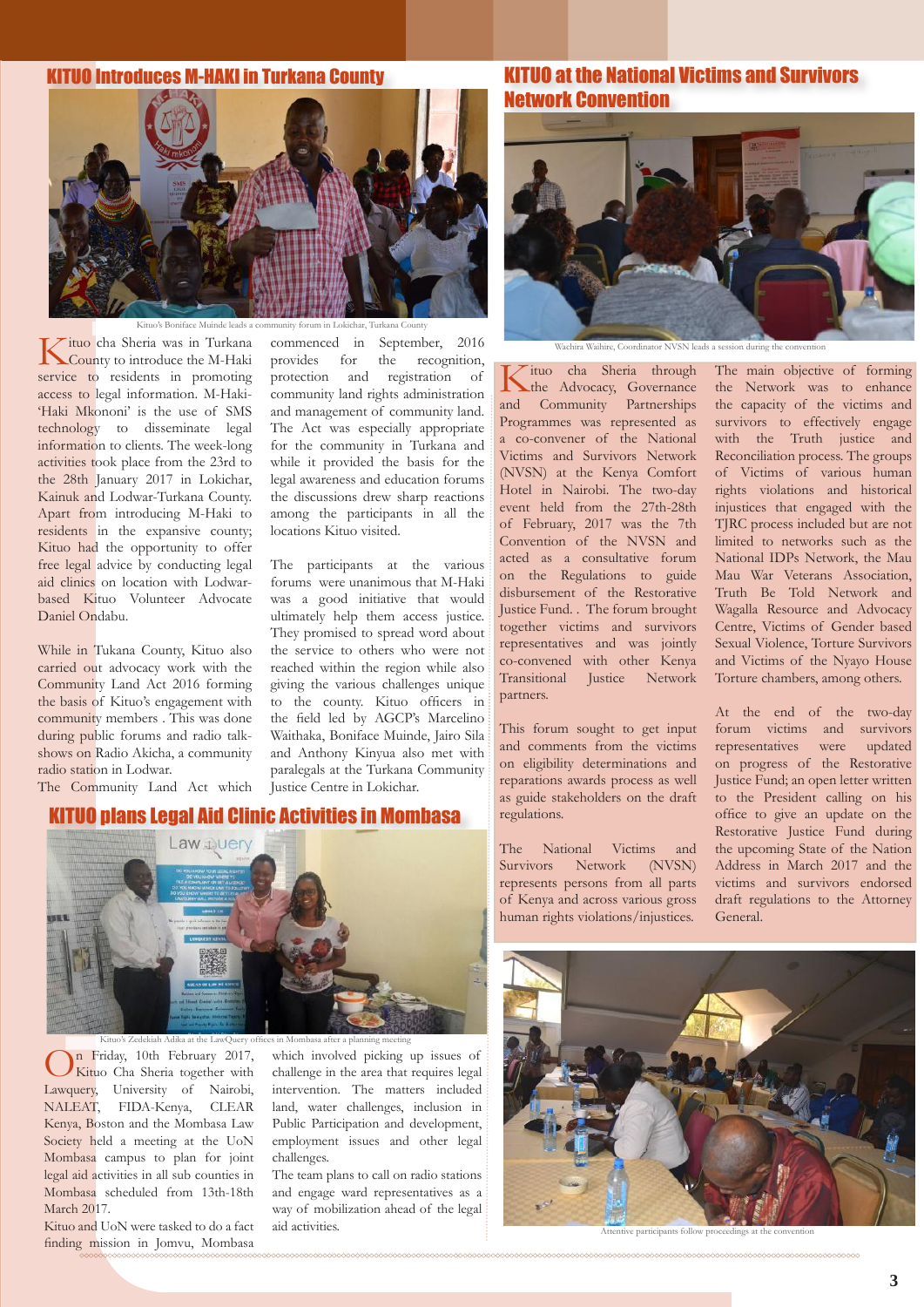## KITUO Introduces M-HAKI in Turkana County

Kituo's Boniface Muinde leads a community forum in Lokichar, Turkana County

Kituo cha Sheria was in Turkana County to introduce the M-Haki service to residents in promoting access to legal information. M-Haki-'Haki Mkononi' is the use of SMS technology to disseminate legal information to clients. The week-long activities took place from the 23rd to the 28th January 2017 in Lokichar, Kainuk and Lodwar-Turkana County. Apart from introducing M-Haki to residents in the expansive county; Kituo had the opportunity to offer free legal advice by conducting legal aid clinics on location with Lodwar-based Kituo Volunteer Advocate Daniel Ondabu.

While in Tukana County, Kituo also carried out advocacy work with the Community Land Act 2016 forming the basis of Kituo's engagement with community members . This was done during public forums and radio talk-shows on Radio Akicha, a community radio station in Lodwar.

The Community Land Act which commenced in September, 2016 provides for the recognition, protection and registration of community land rights administration and management of community land. The Act was especially appropriate for the community in Turkana and while it provided the basis for the legal awareness and education forums the discussions drew sharp reactions among the participants in all the locations Kituo visited.

The participants at the various forums were unanimous that M-Haki was a good initiative that would ultimately help them access justice. They promised to spread word about the service to others who were not reached within the region while also giving the various challenges unique to the county. Kituo officers in the field led by AGCP's Marcelino Waithaka, Boniface Muinde, Jairo Sila and Anthony Kinyua also met with paralegals at the Turkana Community Justice Centre in Lokichar.

## KITUO plans Legal Aid Clinic Activities in Mombasa

Kituo's Zedekiah Adika at the LawQuery offices in Mombasa after a planning meeting

On Friday, 10th February 2017, Kituo Cha Sheria together with Lawquery, University of Nairobi, NALEAT, FIDA-Kenya, CLEAR Kenya, Boston and the Mombasa Law Society held a meeting at the UoN Mombasa campus to plan for joint legal aid activities in all sub counties in Mombasa scheduled from 13th-18th March 2017.

Kituo and UoN were tasked to do a fact finding mission in Jomvu, Mombasa which involved picking up issues of challenge in the area that requires legal intervention. The matters included land, water challenges, inclusion in Public Participation and development, employment issues and other legal challenges.

The team plans to call on radio stations and engage ward representatives as a way of mobilization ahead of the legal aid activities.

## KITUO at the National Victims and Survivors Network Convention

Wachira Waihire, Coordinator NVSN leads a session during the convention

Kituo cha Sheria through the Advocacy, Governance and Community Partnerships Programmes was represented as a co-convener of the National Victims and Survivors Network (NVSN) at the Kenya Comfort Hotel in Nairobi. The two-day event held from the 27th-28th of February, 2017 was the 7th Convention of the NVSN and acted as a consultative forum on the Regulations to guide disbursement of the Restorative Justice Fund. . The forum brought together victims and survivors representatives and was jointly co-convened with other Kenya Transitional Justice Network partners.

This forum sought to get input and comments from the victims on eligibility determinations and reparations awards process as well as guide stakeholders on the draft regulations.

The National Victims and Survivors Network (NVSN) represents persons from all parts of Kenya and across various gross human rights violations/injustices.

The main objective of forming the Network was to enhance the capacity of the victims and survivors to effectively engage with the Truth justice and Reconciliation process. The groups of Victims of various human rights violations and historical injustices that engaged with the TJRC process included but are not limited to networks such as the National IDPs Network, the Mau Mau War Veterans Association, Truth Be Told Network and Wagalla Resource and Advocacy Centre, Victims of Gender based Sexual Violence, Torture Survivors and Victims of the Nyayo House Torture chambers, among others.

At the end of the two-day forum victims and survivors representatives were updated on progress of the Restorative Justice Fund; an open letter written to the President calling on his office to give an update on the Restorative Justice Fund during the upcoming State of the Nation Address in March 2017 and the victims and survivors endorsed draft regulations to the Attorney General.

Attentive participants follow proceedings at the convention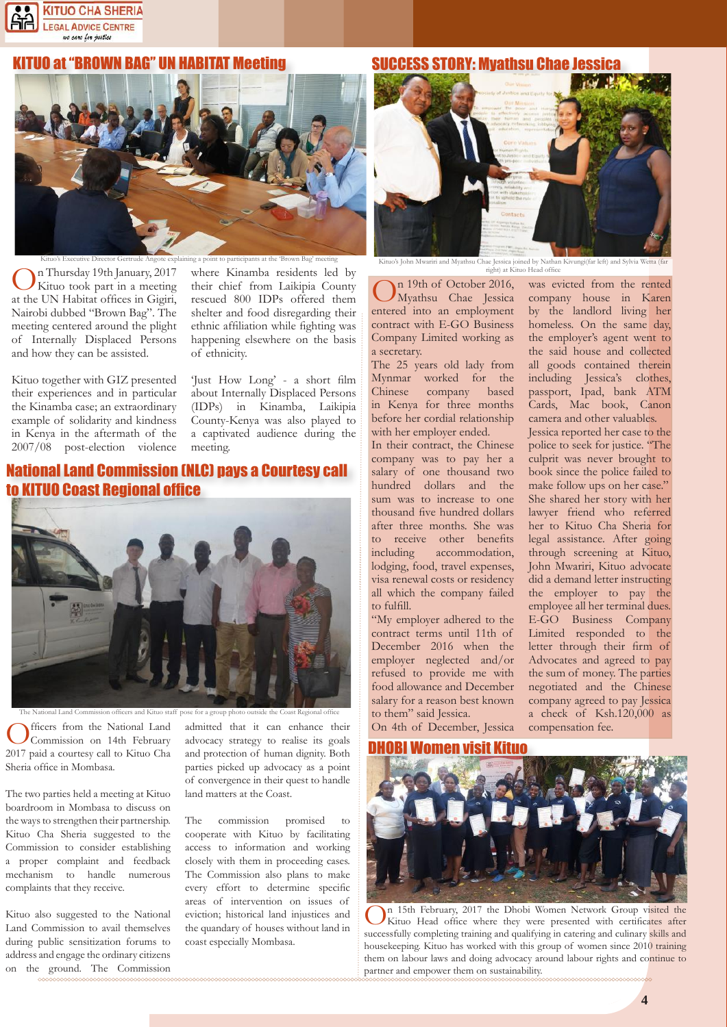## KITUO at "BROWN BAG" UN HABITAT Meeting

Kituo's Executive Director Gertrude Angote explaining a point to participants at the 'Brown Bag' meeting

On Thursday 19th January, 2017 Kituo took part in a meeting at the UN Habitat offices in Gigiri, Nairobi dubbed "Brown Bag". The meeting centered around the plight of Internally Displaced Persons and how they can be assisted.

Kituo together with GIZ presented their experiences and in particular the Kinamba case; an extraordinary example of solidarity and kindness in Kenya in the aftermath of the 2007/08 post-election violence where Kinamba residents led by their chief from Laikipia County rescued 800 IDPs offered them shelter and food disregarding their ethnic affiliation while fighting was happening elsewhere on the basis of ethnicity.

'Just How Long' - a short film about Internally Displaced Persons (IDPs) in Kinamba, Laikipia County-Kenya was also played to a captivated audience during the meeting.

## National Land Commission (NLC) pays a Courtesy call to KITUO Coast Regional office

The National Land Commission officers and Kituo staff pose for a group photo outside the Coast Regional office

Officers from the National Land Commission on 14th February 2017 paid a courtesy call to Kituo Cha Sheria office in Mombasa.

The two parties held a meeting at Kituo boardroom in Mombasa to discuss on the ways to strengthen their partnership. Kituo Cha Sheria suggested to the Commission to consider establishing a proper complaint and feedback mechanism to handle numerous complaints that they receive.

Kituo also suggested to the National Land Commission to avail themselves during public sensitization forums to address and engage the ordinary citizens on the ground. The Commission admitted that it can enhance their advocacy strategy to realise its goals and protection of human dignity. Both parties picked up advocacy as a point of convergence in their quest to handle land matters at the Coast.

The commission promised to cooperate with Kituo by facilitating access to information and working closely with them in proceeding cases. The Commission also plans to make every effort to determine specific areas of intervention on issues of eviction; historical land injustices and the quandary of houses without land in coast especially Mombasa.

## SUCCESS STORY: Myathsu Chae Jessica

Kituo's John Mwariri and Myathsu Chae Jessica joined by Nathan Kivungi(far left) and Sylvia Wetta (far right) at Kituo Head office

On 19th of October 2016, Myathsu Chae Jessica entered into an employment contract with E-GO Business Company Limited working as a secretary.

The 25 years old lady from Mynmar worked for the Chinese company based in Kenya for three months before her cordial relationship with her employer ended.

In their contract, the Chinese company was to pay her a salary of one thousand two hundred dollars and the sum was to increase to one thousand five hundred dollars after three months. She was to receive other benefits including accommodation, lodging, food, travel expenses, visa renewal costs or residency all which the company failed to fulfill.

"My employer adhered to the contract terms until 11th of December 2016 when the employer neglected and/or refused to provide me with food allowance and December salary for a reason best known to them" said Jessica.

On 4th of December, Jessica was evicted from the rented company house in Karen by the landlord living her homeless. On the same day, the employer's agent went to the said house and collected all goods contained therein including Jessica's clothes, passport, Ipad, bank ATM Cards, Mac book, Canon camera and other valuables.

Jessica reported her case to the police to seek for justice. "The culprit was never brought to book since the police failed to make follow ups on her case."

She shared her story with her lawyer friend who referred her to Kituo Cha Sheria for legal assistance. After going through screening at Kituo, John Mwariri, Kituo advocate did a demand letter instructing the employer to pay the employee all her terminal dues. E-GO Business Company Limited responded to the letter through their firm of Advocates and agreed to pay the sum of money. The parties negotiated and the Chinese company agreed to pay Jessica a check of Ksh.120,000 as compensation fee.

## DHOBI Women visit Kituo

On 15th February, 2017 the Dhobi Women Network Group visited the Kituo Head office where they were presented with certificates after successfully completing training and qualifying in catering and culinary skills and housekeeping. Kituo has worked with this group of women since 2010 training them on labour laws and doing advocacy around labour rights and continue to partner and empower them on sustainability.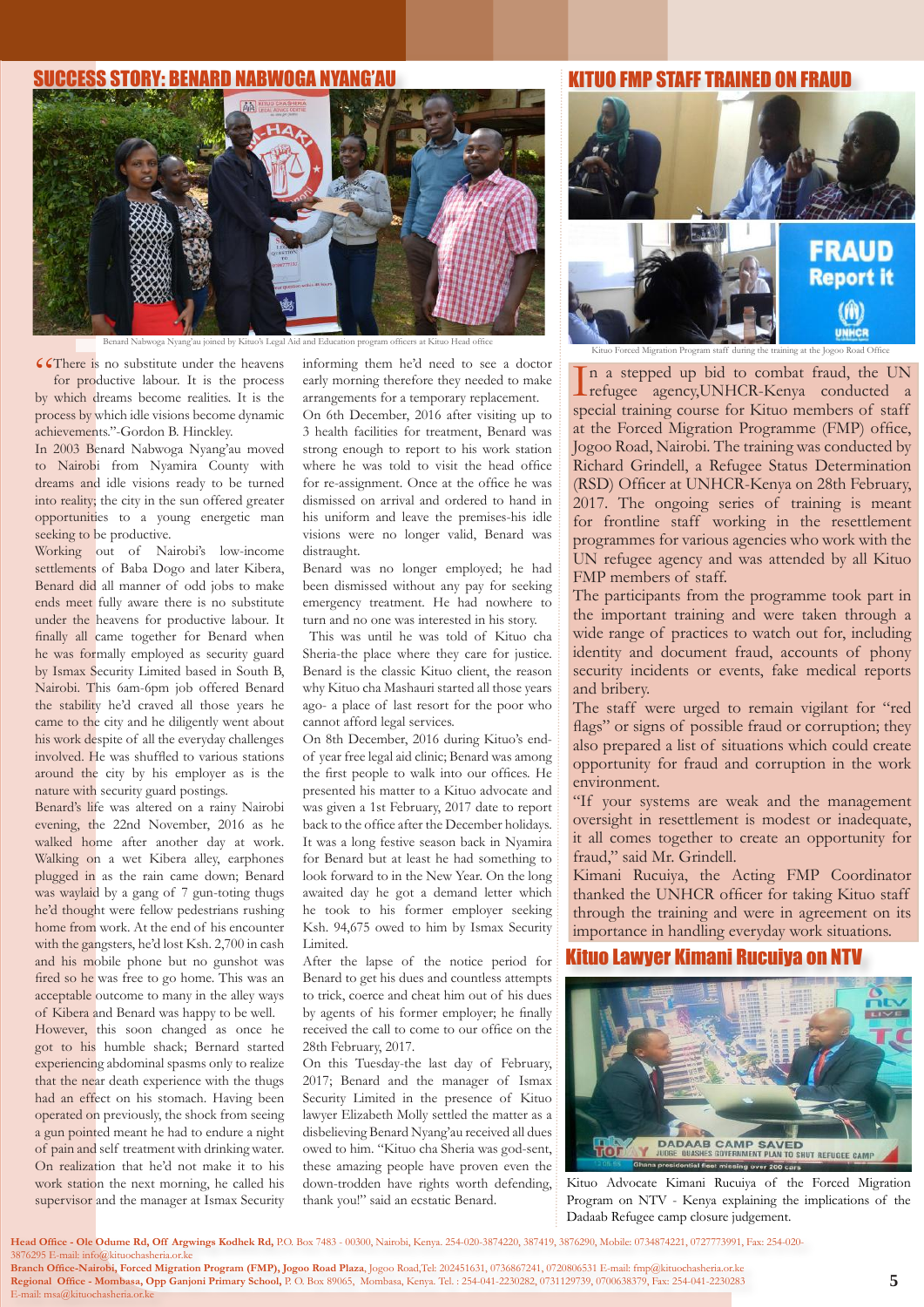## SUCCESS STORY: BENARD NABWOGA NYANG'AU

Benard Nabwoga Nyang'au joined by Kituo's Legal Aid and Education program officers at Kituo Head office

"There is no substitute under the heavens for productive labour. It is the process by which dreams become realities. It is the process by which idle visions become dynamic achievements."-Gordon B. Hinckley.

In 2003 Benard Nabwoga Nyang'au moved to Nairobi from Nyamira County with dreams and idle visions ready to be turned into reality; the city in the sun offered greater opportunities to a young energetic man seeking to be productive.

Working out of Nairobi's low-income settlements of Baba Dogo and later Kibera, Benard did all manner of odd jobs to make ends meet fully aware there is no substitute under the heavens for productive labour. It finally all came together for Benard when he was formally employed as security guard by Ismax Security Limited based in South B, Nairobi. This 6am-6pm job offered Benard the stability he'd craved all those years he came to the city and he diligently went about his work despite of all the everyday challenges involved. He was shuffled to various stations around the city by his employer as is the nature with security guard postings.

Benard's life was altered on a rainy Nairobi evening, the 22nd November, 2016 as he walked home after another day at work. Walking on a wet Kibera alley, earphones plugged in as the rain came down; Benard was waylaid by a gang of 7 gun-toting thugs he'd thought were fellow pedestrians rushing home from work. At the end of his encounter with the gangsters, he'd lost Ksh. 2,700 in cash and his mobile phone but no gunshot was fired so he was free to go home. This was an acceptable outcome to many in the alley ways of Kibera and Benard was happy to be well.

However, this soon changed as once he got to his humble shack; Bernard started experiencing abdominal spasms only to realize that the near death experience with the thugs had an effect on his stomach. Having been operated on previously, the shock from seeing a gun pointed meant he had to endure a night of pain and self treatment with drinking water. On realization that he'd not make it to his work station the next morning, he called his supervisor and the manager at Ismax Security informing them he'd need to see a doctor early morning therefore they needed to make arrangements for a temporary replacement.

On 6th December, 2016 after visiting up to 3 health facilities for treatment, Benard was strong enough to report to his work station where he was told to visit the head office for re-assignment. Once at the office he was dismissed on arrival and ordered to hand in his uniform and leave the premises-his idle visions were no longer valid, Benard was distraught.

Benard was no longer employed; he had been dismissed without any pay for seeking emergency treatment. He had nowhere to turn and no one was interested in his story.

This was until he was told of Kituo cha Sheria-the place where they care for justice. Benard is the classic Kituo client, the reason why Kituo cha Mashauri started all those years ago- a place of last resort for the poor who cannot afford legal services.

On 8th December, 2016 during Kituo's end-of year free legal aid clinic; Benard was among the first people to walk into our offices. He presented his matter to a Kituo advocate and was given a 1st February, 2017 date to report back to the office after the December holidays. It was a long festive season back in Nyamira for Benard but at least he had something to look forward to in the New Year. On the long awaited day he got a demand letter which he took to his former employer seeking Ksh. 94,675 owed to him by Ismax Security Limited.

After the lapse of the notice period for Benard to get his dues and countless attempts to trick, coerce and cheat him out of his dues by agents of his former employer; he finally received the call to come to our office on the 28th February, 2017.

On this Tuesday-the last day of February, 2017; Benard and the manager of Ismax Security Limited in the presence of Kituo lawyer Elizabeth Molly settled the matter as a disbelieving Benard Nyang'au received all dues owed to him. "Kituo cha Sheria was god-sent, these amazing people have proven even the down-trodden have rights worth defending, thank you!" said an ecstatic Benard.

## KITUO FMP STAFF TRAINED ON FRAUD

Kituo Forced Migration Program staff during the training at the Jogoo Road Office

In a stepped up bid to combat fraud, the UN refugee agency,UNHCR-Kenya conducted a special training course for Kituo members of staff at the Forced Migration Programme (FMP) office, Jogoo Road, Nairobi. The training was conducted by Richard Grindell, a Refugee Status Determination (RSD) Officer at UNHCR-Kenya on 28th February, 2017. The ongoing series of training is meant for frontline staff working in the resettlement programmes for various agencies who work with the UN refugee agency and was attended by all Kituo FMP members of staff.

The participants from the programme took part in the important training and were taken through a wide range of practices to watch out for, including identity and document fraud, accounts of phony security incidents or events, fake medical reports and bribery.

The staff were urged to remain vigilant for "red flags" or signs of possible fraud or corruption; they also prepared a list of situations which could create opportunity for fraud and corruption in the work environment.

"If your systems are weak and the management oversight in resettlement is modest or inadequate, it all comes together to create an opportunity for fraud," said Mr. Grindell.

Kimani Rucuiya, the Acting FMP Coordinator thanked the UNHCR officer for taking Kituo staff through the training and were in agreement on its importance in handling everyday work situations.

## Kituo Lawyer Kimani Rucuiya on NTV

Kituo Advocate Kimani Rucuiya of the Forced Migration Program on NTV - Kenya explaining the implications of the Dadaab Refugee camp closure judgement.

**Head Office - Ole Odume Rd, Off Argwings Kodhek Rd,** P.O. Box 7483 - 00300, Nairobi, Kenya. 254-020-3874220, 387419, 3876290, Mobile: 0734874221, 0727773991, Fax: 254-020-3876295 E-mail: info@kituochasheria.or.ke

**Branch Office-Nairobi, Forced Migration Program (FMP), Jogoo Road Plaza**, Jogoo Road,Tel: 202451631, 0736867241, 0720806531 E-mail: fmp@kituochasheria.or.ke

**Regional Office - Mombasa, Opp Ganjoni Primary School,** P. O. Box 89065, Mombasa, Kenya. Tel. : 254-041-2230282, 0731129739, 0700638379, Fax: 254-041-2230283 E-mail: msa@kituochasheria.or.ke